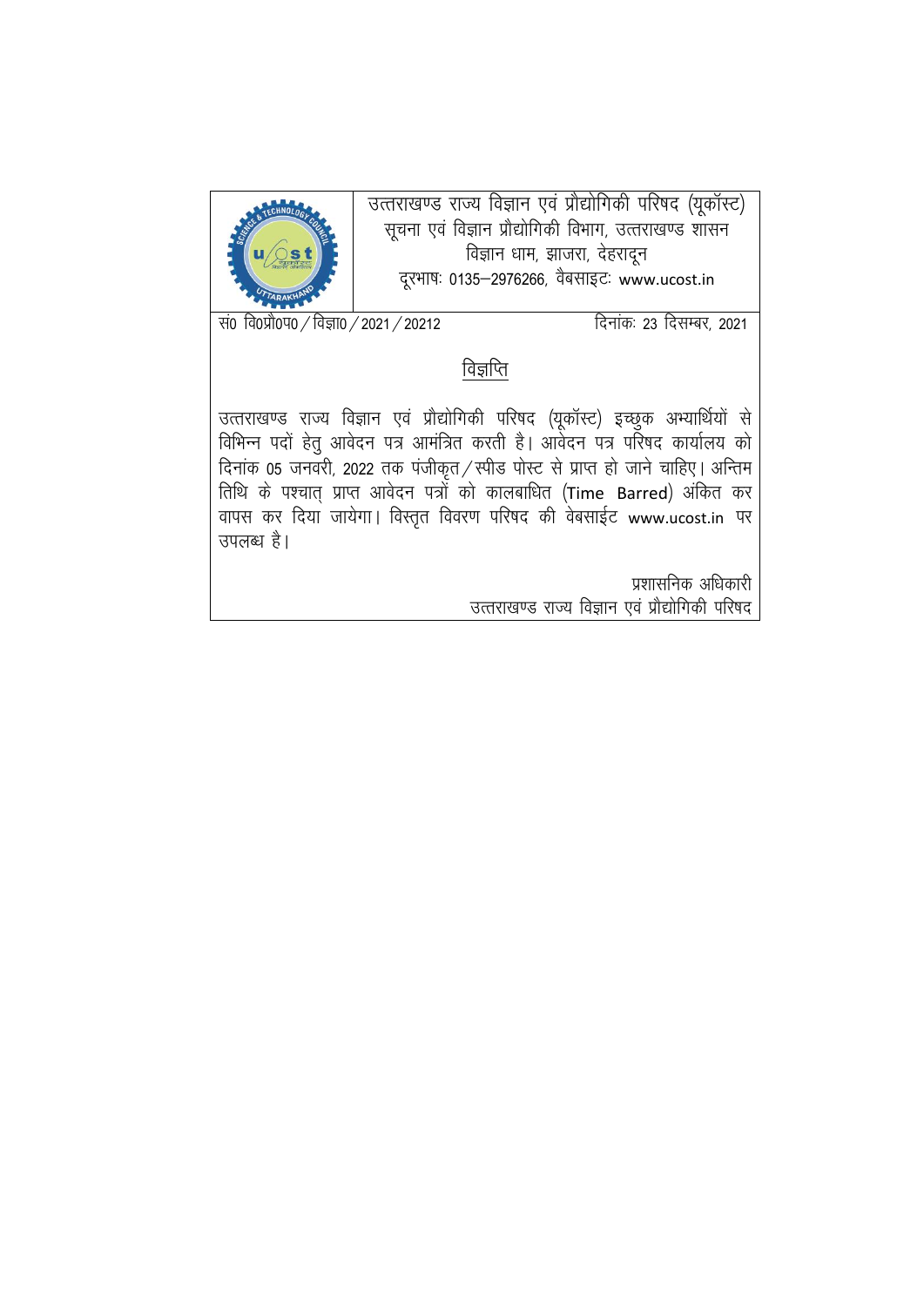उत्तराखण्ड राज्य विज्ञान एवं प्रौद्योगिकी परिषद (यूकॉस्ट)
सूचना एवं विज्ञान प्रौद्योगिकी विभाग, उत्तराखण्ड शासन
विज्ञान धाम, झाजरा, देहरादून
दूरभाषः 0135–2976266, वैबसाइटः www.ucost.in

सं0 वि0प्रौ0प0 / विज्ञा0 / 2021 / 20212 दिनांकः 23 दिसम्बर, 2021

## विज्ञप्ति

उत्तराखण्ड राज्य विज्ञान एवं प्रौद्योगिकी परिषद (यूकॉस्ट) इच्छुक अभ्यार्थियों से विभिन्न पदों हेतु आवेदन पत्र आमंत्रित करती है। आवेदन पत्र परिषद कार्यालय को दिनांक 05 जनवरी, 2022 तक पंजीकृत / स्पीड पोस्ट से प्राप्त हो जाने चाहिए। अन्तिम तिथि के पश्चात् प्राप्त आवेदन पत्रों को कालबाधित (Time Barred) अंकित कर वापस कर दिया जायेगा। विस्तृत विवरण परिषद की वेबसाईट www.ucost.in पर उपलब्ध है।

प्रशासनिक अधिकारी
उत्तराखण्ड राज्य विज्ञान एवं प्रौद्योगिकी परिषद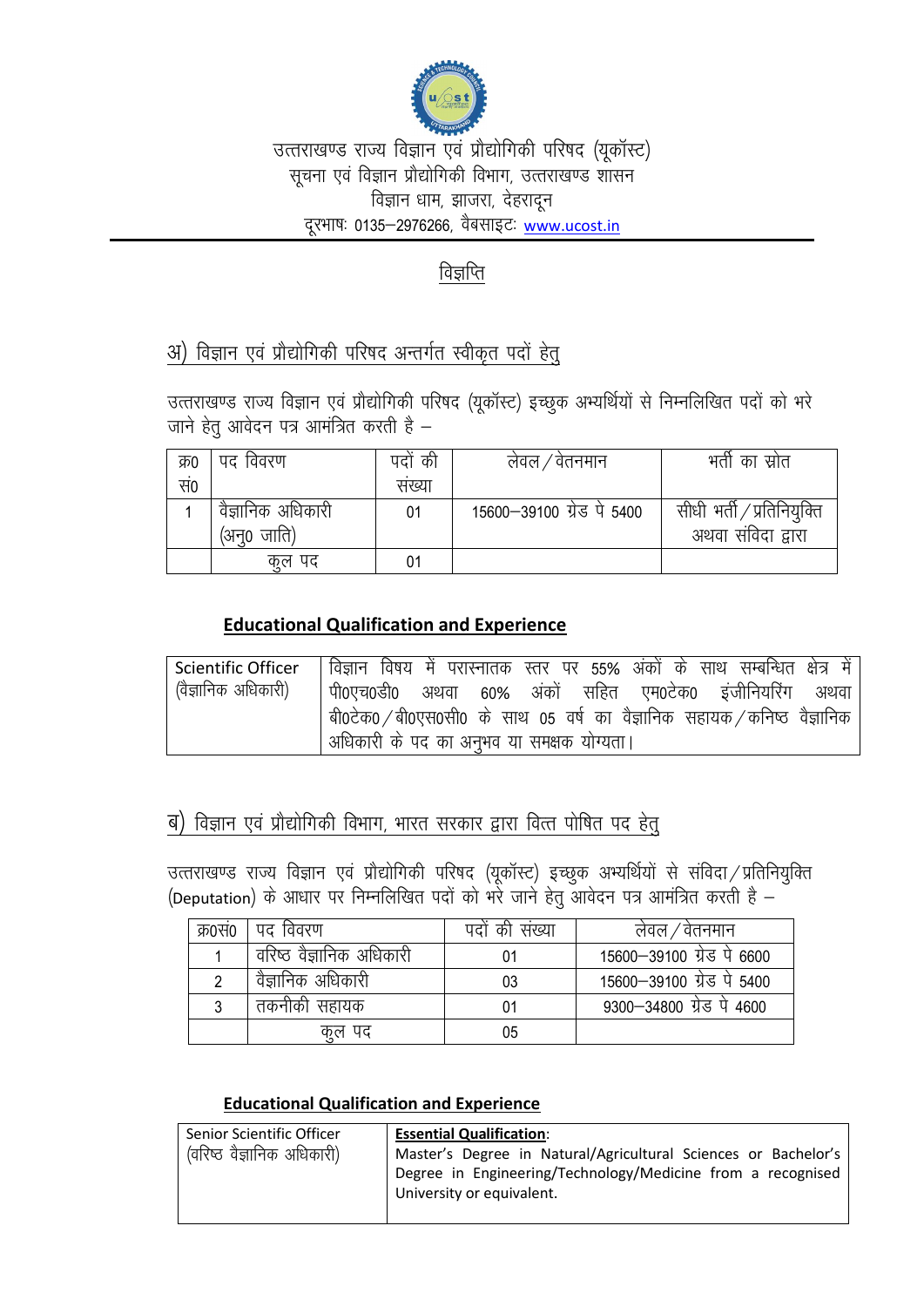उत्तराखण्ड राज्य विज्ञान एवं प्रौद्योगिकी परिषद (यूकॉस्ट)
सूचना एवं विज्ञान प्रौद्योगिकी विभाग, उत्तराखण्ड शासन
विज्ञान धाम, झाजरा, देहरादून
दूरभाषः 0135–2976266, वैबसाइटः www.ucost.in

## विज्ञप्ति

### अ) विज्ञान एवं प्रौद्योगिकी परिषद अन्तर्गत स्वीकृत पदों हेतु

उत्तराखण्ड राज्य विज्ञान एवं प्रौद्योगिकी परिषद (यूकॉस्ट) इच्छुक अभ्यर्थियों से निम्नलिखित पदों को भरे जाने हेतु आवेदन पत्र आमंत्रित करती है –

| क्र0 सं0 | पद विवरण | पदों की संख्या | लेवल / वेतनमान | भर्ती का स्रोत |
|---|---|---|---|---|
| 1 | वैज्ञानिक अधिकारी (अनु0 जाति) | 01 | 15600–39100 ग्रेड पे 5400 | सीधी भर्ती / प्रतिनियुक्ति अथवा संविदा द्वारा |
| | कुल पद | 01 | | |

#### Educational Qualification and Experience

| | |
|---|---|
| Scientific Officer (वैज्ञानिक अधिकारी) | विज्ञान विषय में परास्नातक स्तर पर 55% अंकों के साथ सम्बन्धित क्षेत्र में पी0एच0डी0 अथवा 60% अंकों सहित एम0टेक0 इंजीनियरिंग अथवा बी0टेक0 / बी0एस0सी0 के साथ 05 वर्ष का वैज्ञानिक सहायक / कनिष्ठ वैज्ञानिक अधिकारी के पद का अनुभव या समक्षक योग्यता। |

### ब) विज्ञान एवं प्रौद्योगिकी विभाग, भारत सरकार द्वारा वित्त पोषित पद हेतु

उत्तराखण्ड राज्य विज्ञान एवं प्रौद्योगिकी परिषद (यूकॉस्ट) इच्छुक अभ्यर्थियों से संविदा / प्रतिनियुक्ति (Deputation) के आधार पर निम्नलिखित पदों को भरे जाने हेतु आवेदन पत्र आमंत्रित करती है –

| क्र0सं0 | पद विवरण | पदों की संख्या | लेवल / वेतनमान |
|---|---|---|---|
| 1 | वरिष्ठ वैज्ञानिक अधिकारी | 01 | 15600–39100 ग्रेड पे 6600 |
| 2 | वैज्ञानिक अधिकारी | 03 | 15600–39100 ग्रेड पे 5400 |
| 3 | तकनीकी सहायक | 01 | 9300–34800 ग्रेड पे 4600 |
| | कुल पद | 05 | |

#### Educational Qualification and Experience

| | |
|---|---|
| Senior Scientific Officer (वरिष्ठ वैज्ञानिक अधिकारी) | **Essential Qualification**: Master's Degree in Natural/Agricultural Sciences or Bachelor's Degree in Engineering/Technology/Medicine from a recognised University or equivalent. |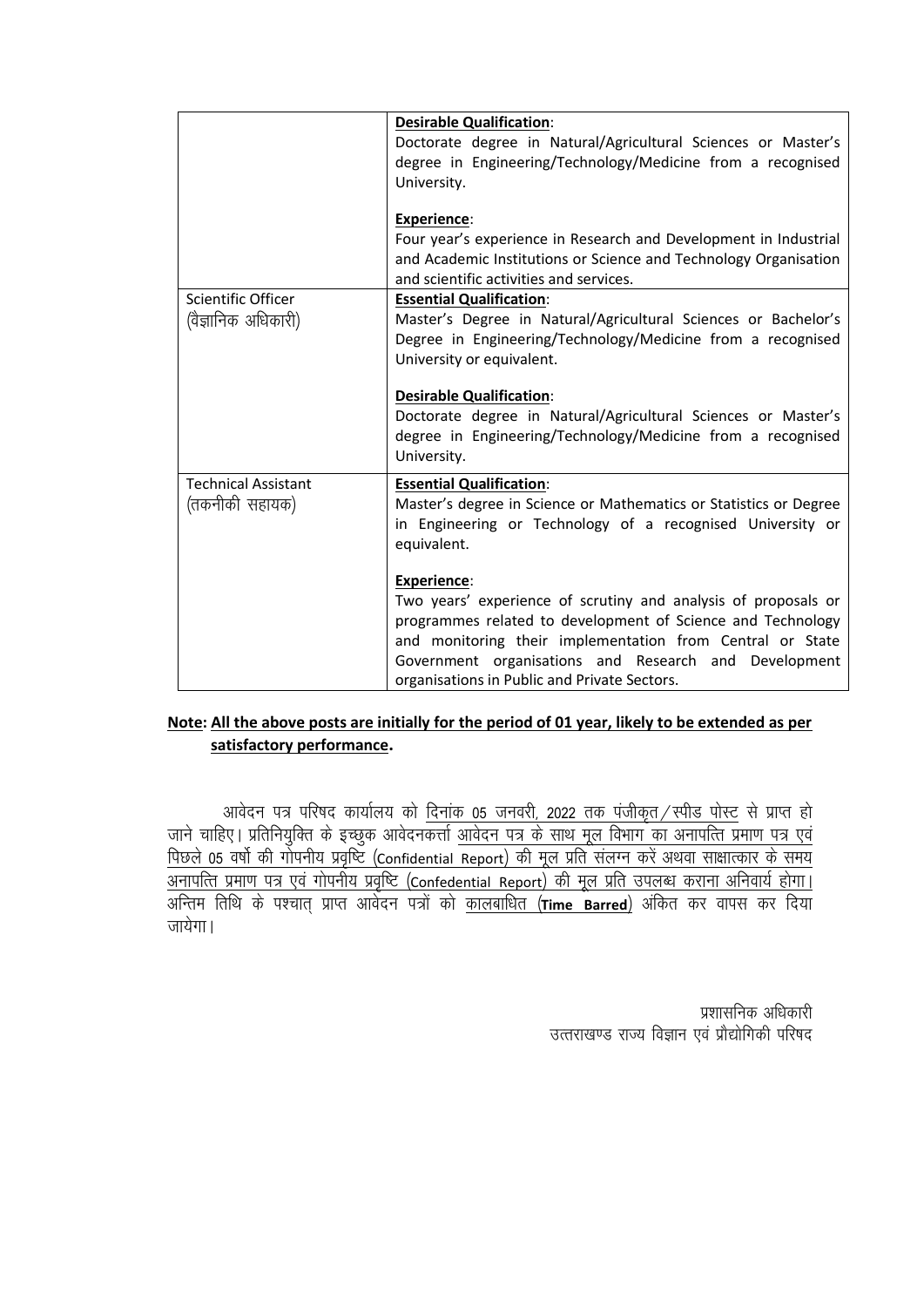| | |
|---|---|
| | **Desirable Qualification**:<br>Doctorate degree in Natural/Agricultural Sciences or Master's degree in Engineering/Technology/Medicine from a recognised University.<br><br>**Experience**:<br>Four year's experience in Research and Development in Industrial and Academic Institutions or Science and Technology Organisation and scientific activities and services. |
| Scientific Officer<br>(वैज्ञानिक अधिकारी) | **Essential Qualification**:<br>Master's Degree in Natural/Agricultural Sciences or Bachelor's Degree in Engineering/Technology/Medicine from a recognised University or equivalent.<br><br>**Desirable Qualification**:<br>Doctorate degree in Natural/Agricultural Sciences or Master's degree in Engineering/Technology/Medicine from a recognised University. |
| Technical Assistant<br>(तकनीकी सहायक) | **Essential Qualification**:<br>Master's degree in Science or Mathematics or Statistics or Degree in Engineering or Technology of a recognised University or equivalent.<br><br>**Experience**:<br>Two years' experience of scrutiny and analysis of proposals or programmes related to development of Science and Technology and monitoring their implementation from Central or State Government organisations and Research and Development organisations in Public and Private Sectors. |

**Note: All the above posts are initially for the period of 01 year, likely to be extended as per satisfactory performance.**

आवेदन पत्र परिषद कार्यालय को दिनांक 05 जनवरी, 2022 तक पंजीकृत/स्पीड पोस्ट से प्राप्त हो जाने चाहिए। प्रतिनियुक्ति के इच्छुक आवेदनकर्त्ता आवेदन पत्र के साथ मूल विभाग का अनापत्ति प्रमाण पत्र एवं पिछले 05 वर्षों की गोपनीय प्रवृष्टि (Confidential Report) की मूल प्रति संलग्न करें अथवा साक्षात्कार के समय अनापत्ति प्रमाण पत्र एवं गोपनीय प्रवृष्टि (Confedential Report) की मूल प्रति उपलब्ध कराना अनिवार्य होगा। अन्तिम तिथि के पश्चात् प्राप्त आवेदन पत्रों को कालबाधित (**Time Barred**) अंकित कर वापस कर दिया जायेगा।

प्रशासनिक अधिकारी
उत्तराखण्ड राज्य विज्ञान एवं प्रौद्योगिकी परिषद